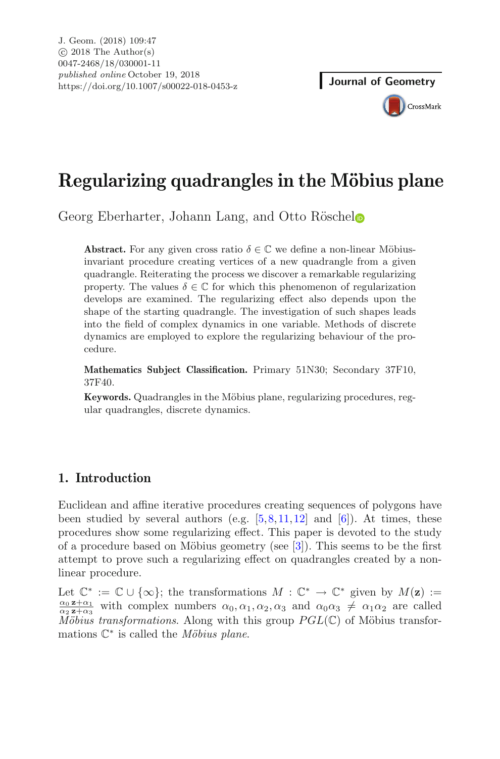J. Geom. (2018) 109:47
© 2018 The Author(s)
0047-2468/18/030001-11
*published online* October 19, 2018
https://doi.org/10.1007/s00022-018-0453-z

**Journal of Geometry**

# Regularizing quadrangles in the Möbius plane

Georg Eberharter, Johann Lang, and Otto Röschel

**Abstract.** For any given cross ratio $\delta \in \mathbb{C}$ we define a non-linear Möbius-invariant procedure creating vertices of a new quadrangle from a given quadrangle. Reiterating the process we discover a remarkable regularizing property. The values $\delta \in \mathbb{C}$ for which this phenomenon of regularization develops are examined. The regularizing effect also depends upon the shape of the starting quadrangle. The investigation of such shapes leads into the field of complex dynamics in one variable. Methods of discrete dynamics are employed to explore the regularizing behaviour of the procedure.

**Mathematics Subject Classification.** Primary 51N30; Secondary 37F10, 37F40.

**Keywords.** Quadrangles in the Möbius plane, regularizing procedures, regular quadrangles, discrete dynamics.

## 1. Introduction

Euclidean and affine iterative procedures creating sequences of polygons have been studied by several authors (e.g. [5,8,11,12] and [6]). At times, these procedures show some regularizing effect. This paper is devoted to the study of a procedure based on Möbius geometry (see [3]). This seems to be the first attempt to prove such a regularizing effect on quadrangles created by a non-linear procedure.

Let $\mathbb{C}^* := \mathbb{C} \cup \{\infty\}$; the transformations $M : \mathbb{C}^* \to \mathbb{C}^*$ given by $M(\mathbf{z}) := \frac{\alpha_0\,\mathbf{z}+\alpha_1}{\alpha_2\,\mathbf{z}+\alpha_3}$ with complex numbers $\alpha_0, \alpha_1, \alpha_2, \alpha_3$ and $\alpha_0\alpha_3 \neq \alpha_1\alpha_2$ are called *Möbius transformations*. Along with this group $PGL(\mathbb{C})$ of Möbius transformations $\mathbb{C}^*$ is called the *Möbius plane*.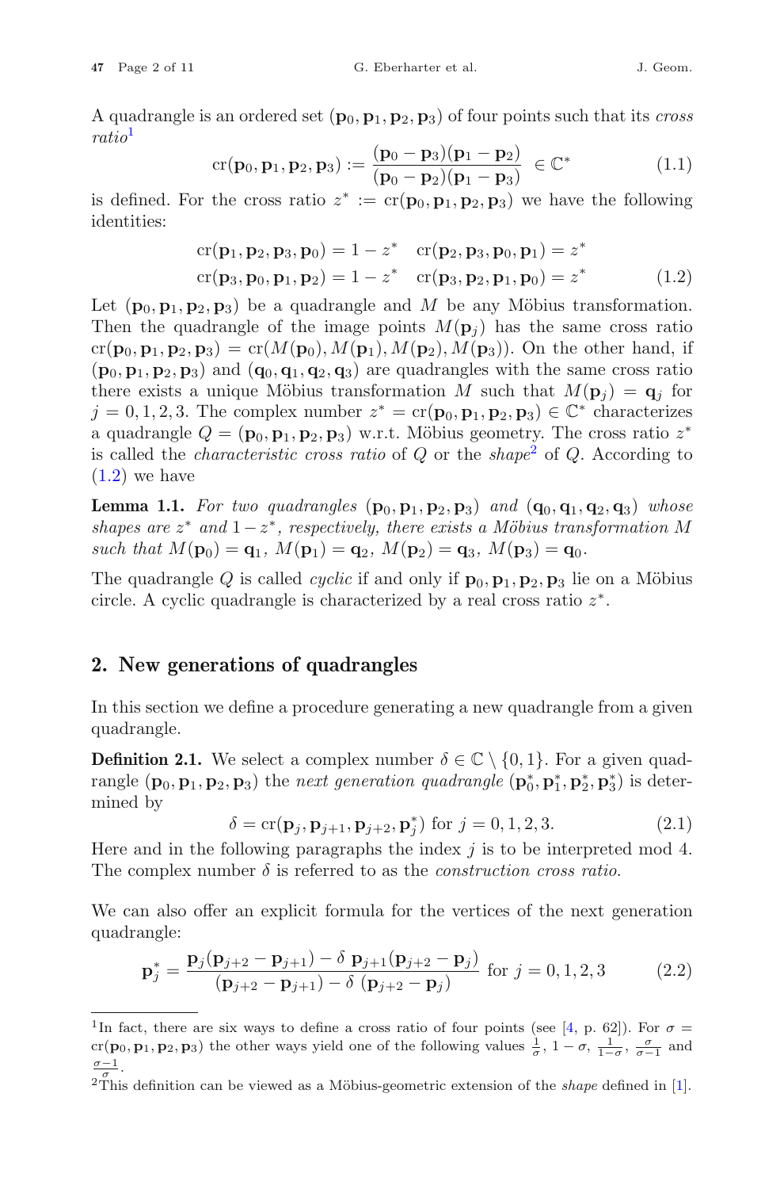A quadrangle is an ordered set $(\mathbf{p}_0, \mathbf{p}_1, \mathbf{p}_2, \mathbf{p}_3)$ of four points such that its *cross ratio*[1]

$$\mathrm{cr}(\mathbf{p}_0, \mathbf{p}_1, \mathbf{p}_2, \mathbf{p}_3) := \frac{(\mathbf{p}_0 - \mathbf{p}_3)(\mathbf{p}_1 - \mathbf{p}_2)}{(\mathbf{p}_0 - \mathbf{p}_2)(\mathbf{p}_1 - \mathbf{p}_3)} \in \mathbb{C}^* \tag{1.1}$$

is defined. For the cross ratio $z^* := \mathrm{cr}(\mathbf{p}_0, \mathbf{p}_1, \mathbf{p}_2, \mathbf{p}_3)$ we have the following identities:

$$\begin{aligned} \mathrm{cr}(\mathbf{p}_1, \mathbf{p}_2, \mathbf{p}_3, \mathbf{p}_0) &= 1 - z^* \quad \mathrm{cr}(\mathbf{p}_2, \mathbf{p}_3, \mathbf{p}_0, \mathbf{p}_1) = z^* \\ \mathrm{cr}(\mathbf{p}_3, \mathbf{p}_0, \mathbf{p}_1, \mathbf{p}_2) &= 1 - z^* \quad \mathrm{cr}(\mathbf{p}_3, \mathbf{p}_2, \mathbf{p}_1, \mathbf{p}_0) = z^* \end{aligned} \tag{1.2}$$

Let $(\mathbf{p}_0, \mathbf{p}_1, \mathbf{p}_2, \mathbf{p}_3)$ be a quadrangle and $M$ be any Möbius transformation. Then the quadrangle of the image points $M(\mathbf{p}_j)$ has the same cross ratio $\mathrm{cr}(\mathbf{p}_0, \mathbf{p}_1, \mathbf{p}_2, \mathbf{p}_3) = \mathrm{cr}(M(\mathbf{p}_0), M(\mathbf{p}_1), M(\mathbf{p}_2), M(\mathbf{p}_3))$. On the other hand, if $(\mathbf{p}_0, \mathbf{p}_1, \mathbf{p}_2, \mathbf{p}_3)$ and $(\mathbf{q}_0, \mathbf{q}_1, \mathbf{q}_2, \mathbf{q}_3)$ are quadrangles with the same cross ratio there exists a unique Möbius transformation $M$ such that $M(\mathbf{p}_j) = \mathbf{q}_j$ for $j = 0, 1, 2, 3$. The complex number $z^* = \mathrm{cr}(\mathbf{p}_0, \mathbf{p}_1, \mathbf{p}_2, \mathbf{p}_3) \in \mathbb{C}^*$ characterizes a quadrangle $Q = (\mathbf{p}_0, \mathbf{p}_1, \mathbf{p}_2, \mathbf{p}_3)$ w.r.t. Möbius geometry. The cross ratio $z^*$ is called the *characteristic cross ratio* of $Q$ or the *shape*[2] of $Q$. According to (1.2) we have

**Lemma 1.1.** *For two quadrangles* $(\mathbf{p}_0, \mathbf{p}_1, \mathbf{p}_2, \mathbf{p}_3)$ *and* $(\mathbf{q}_0, \mathbf{q}_1, \mathbf{q}_2, \mathbf{q}_3)$ *whose shapes are* $z^*$ *and* $1 - z^*$*, respectively, there exists a Möbius transformation* $M$ *such that* $M(\mathbf{p}_0) = \mathbf{q}_1$, $M(\mathbf{p}_1) = \mathbf{q}_2$, $M(\mathbf{p}_2) = \mathbf{q}_3$, $M(\mathbf{p}_3) = \mathbf{q}_0$.

The quadrangle $Q$ is called *cyclic* if and only if $\mathbf{p}_0, \mathbf{p}_1, \mathbf{p}_2, \mathbf{p}_3$ lie on a Möbius circle. A cyclic quadrangle is characterized by a real cross ratio $z^*$.

## 2. New generations of quadrangles

In this section we define a procedure generating a new quadrangle from a given quadrangle.

**Definition 2.1.** We select a complex number $\delta \in \mathbb{C} \setminus \{0, 1\}$. For a given quadrangle $(\mathbf{p}_0, \mathbf{p}_1, \mathbf{p}_2, \mathbf{p}_3)$ the *next generation quadrangle* $(\mathbf{p}_0^*, \mathbf{p}_1^*, \mathbf{p}_2^*, \mathbf{p}_3^*)$ is determined by

$$\delta = \mathrm{cr}(\mathbf{p}_j, \mathbf{p}_{j+1}, \mathbf{p}_{j+2}, \mathbf{p}_j^*) \text{ for } j = 0, 1, 2, 3. \tag{2.1}$$

Here and in the following paragraphs the index $j$ is to be interpreted mod 4. The complex number $\delta$ is referred to as the *construction cross ratio*.

We can also offer an explicit formula for the vertices of the next generation quadrangle:

$$\mathbf{p}_j^* = \frac{\mathbf{p}_j(\mathbf{p}_{j+2} - \mathbf{p}_{j+1}) - \delta\ \mathbf{p}_{j+1}(\mathbf{p}_{j+2} - \mathbf{p}_j)}{(\mathbf{p}_{j+2} - \mathbf{p}_{j+1}) - \delta\ (\mathbf{p}_{j+2} - \mathbf{p}_j)} \text{ for } j = 0, 1, 2, 3 \tag{2.2}$$

[1] In fact, there are six ways to define a cross ratio of four points (see [4, p. 62]). For $\sigma = \mathrm{cr}(\mathbf{p}_0, \mathbf{p}_1, \mathbf{p}_2, \mathbf{p}_3)$ the other ways yield one of the following values $\frac{1}{\sigma}$, $1 - \sigma$, $\frac{1}{1-\sigma}$, $\frac{\sigma}{\sigma-1}$ and $\frac{\sigma-1}{\sigma}$.

[2] This definition can be viewed as a Möbius-geometric extension of the *shape* defined in [1].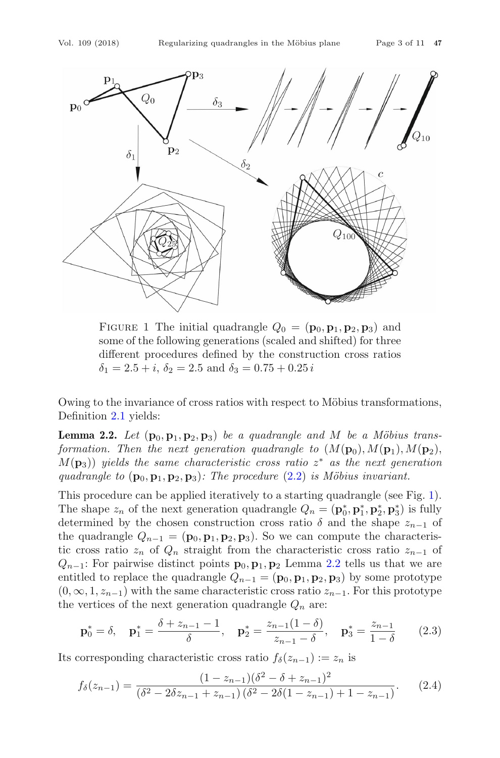FIGURE 1 The initial quadrangle $Q_0 = (\mathbf{p}_0, \mathbf{p}_1, \mathbf{p}_2, \mathbf{p}_3)$ and some of the following generations (scaled and shifted) for three different procedures defined by the construction cross ratios $\delta_1 = 2.5 + i$, $\delta_2 = 2.5$ and $\delta_3 = 0.75 + 0.25\,i$

Owing to the invariance of cross ratios with respect to Möbius transformations, Definition 2.1 yields:

**Lemma 2.2.** *Let $(\mathbf{p}_0, \mathbf{p}_1, \mathbf{p}_2, \mathbf{p}_3)$ be a quadrangle and $M$ be a Möbius transformation. Then the next generation quadrangle to $(M(\mathbf{p}_0), M(\mathbf{p}_1), M(\mathbf{p}_2), M(\mathbf{p}_3))$ yields the same characteristic cross ratio $z^*$ as the next generation quadrangle to $(\mathbf{p}_0, \mathbf{p}_1, \mathbf{p}_2, \mathbf{p}_3)$: The procedure (2.2) is Möbius invariant.*

This procedure can be applied iteratively to a starting quadrangle (see Fig. 1). The shape $z_n$ of the next generation quadrangle $Q_n = (\mathbf{p}_0^*, \mathbf{p}_1^*, \mathbf{p}_2^*, \mathbf{p}_3^*)$ is fully determined by the chosen construction cross ratio $\delta$ and the shape $z_{n-1}$ of the quadrangle $Q_{n-1} = (\mathbf{p}_0, \mathbf{p}_1, \mathbf{p}_2, \mathbf{p}_3)$. So we can compute the characteristic cross ratio $z_n$ of $Q_n$ straight from the characteristic cross ratio $z_{n-1}$ of $Q_{n-1}$: For pairwise distinct points $\mathbf{p}_0, \mathbf{p}_1, \mathbf{p}_2$ Lemma 2.2 tells us that we are entitled to replace the quadrangle $Q_{n-1} = (\mathbf{p}_0, \mathbf{p}_1, \mathbf{p}_2, \mathbf{p}_3)$ by some prototype $(0, \infty, 1, z_{n-1})$ with the same characteristic cross ratio $z_{n-1}$. For this prototype the vertices of the next generation quadrangle $Q_n$ are:

$$\mathbf{p}_0^* = \delta, \quad \mathbf{p}_1^* = \frac{\delta + z_{n-1} - 1}{\delta}, \quad \mathbf{p}_2^* = \frac{z_{n-1}(1-\delta)}{z_{n-1} - \delta}, \quad \mathbf{p}_3^* = \frac{z_{n-1}}{1-\delta} \tag{2.3}$$

Its corresponding characteristic cross ratio $f_\delta(z_{n-1}) := z_n$ is

$$f_\delta(z_{n-1}) = \frac{(1 - z_{n-1})(\delta^2 - \delta + z_{n-1})^2}{(\delta^2 - 2\delta z_{n-1} + z_{n-1})\,(\delta^2 - 2\delta(1 - z_{n-1}) + 1 - z_{n-1})}. \tag{2.4}$$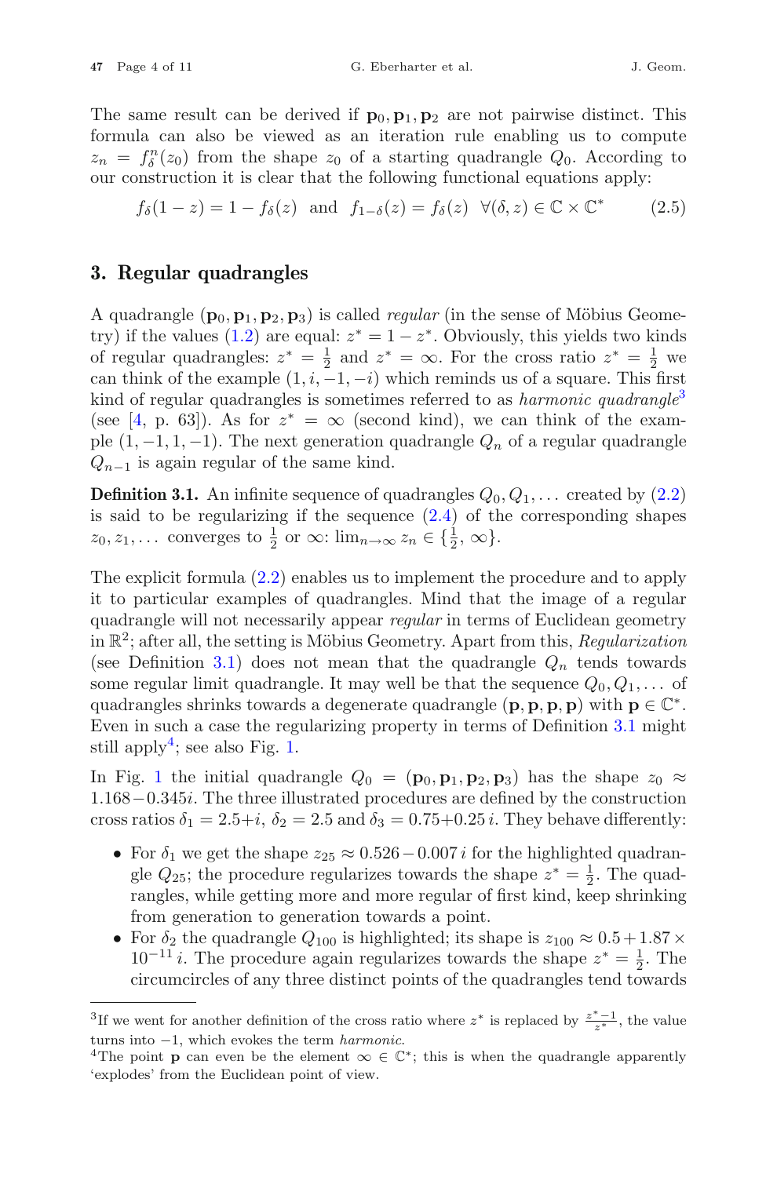The same result can be derived if $\mathbf{p}_0, \mathbf{p}_1, \mathbf{p}_2$ are not pairwise distinct. This formula can also be viewed as an iteration rule enabling us to compute $z_n = f_\delta^n(z_0)$ from the shape $z_0$ of a starting quadrangle $Q_0$. According to our construction it is clear that the following functional equations apply:

$$f_\delta(1-z) = 1 - f_\delta(z) \quad \text{and} \quad f_{1-\delta}(z) = f_\delta(z) \quad \forall (\delta, z) \in \mathbb{C} \times \mathbb{C}^* \tag{2.5}$$

## 3. Regular quadrangles

A quadrangle $(\mathbf{p}_0, \mathbf{p}_1, \mathbf{p}_2, \mathbf{p}_3)$ is called *regular* (in the sense of Möbius Geometry) if the values (1.2) are equal: $z^* = 1 - z^*$. Obviously, this yields two kinds of regular quadrangles: $z^* = \frac{1}{2}$ and $z^* = \infty$. For the cross ratio $z^* = \frac{1}{2}$ we can think of the example $(1, i, -1, -i)$ which reminds us of a square. This first kind of regular quadrangles is sometimes referred to as *harmonic quadrangle*[3] (see [4, p. 63]). As for $z^* = \infty$ (second kind), we can think of the example $(1, -1, 1, -1)$. The next generation quadrangle $Q_n$ of a regular quadrangle $Q_{n-1}$ is again regular of the same kind.

**Definition 3.1.** An infinite sequence of quadrangles $Q_0, Q_1, \ldots$ created by (2.2) is said to be regularizing if the sequence (2.4) of the corresponding shapes $z_0, z_1, \ldots$ converges to $\frac{1}{2}$ or $\infty$: $\lim_{n\to\infty} z_n \in \{\frac{1}{2}, \infty\}$.

The explicit formula (2.2) enables us to implement the procedure and to apply it to particular examples of quadrangles. Mind that the image of a regular quadrangle will not necessarily appear *regular* in terms of Euclidean geometry in $\mathbb{R}^2$; after all, the setting is Möbius Geometry. Apart from this, *Regularization* (see Definition 3.1) does not mean that the quadrangle $Q_n$ tends towards some regular limit quadrangle. It may well be that the sequence $Q_0, Q_1, \ldots$ of quadrangles shrinks towards a degenerate quadrangle $(\mathbf{p}, \mathbf{p}, \mathbf{p}, \mathbf{p})$ with $\mathbf{p} \in \mathbb{C}^*$. Even in such a case the regularizing property in terms of Definition 3.1 might still apply[4]; see also Fig. 1.

In Fig. 1 the initial quadrangle $Q_0 = (\mathbf{p}_0, \mathbf{p}_1, \mathbf{p}_2, \mathbf{p}_3)$ has the shape $z_0 \approx 1.168 - 0.345i$. The three illustrated procedures are defined by the construction cross ratios $\delta_1 = 2.5 + i$, $\delta_2 = 2.5$ and $\delta_3 = 0.75 + 0.25\,i$. They behave differently:

- For $\delta_1$ we get the shape $z_{25} \approx 0.526 - 0.007\,i$ for the highlighted quadrangle $Q_{25}$; the procedure regularizes towards the shape $z^* = \frac{1}{2}$. The quadrangles, while getting more and more regular of first kind, keep shrinking from generation to generation towards a point.
- For $\delta_2$ the quadrangle $Q_{100}$ is highlighted; its shape is $z_{100} \approx 0.5 + 1.87 \times 10^{-11}\,i$. The procedure again regularizes towards the shape $z^* = \frac{1}{2}$. The circumcircles of any three distinct points of the quadrangles tend towards

---

[3] If we went for another definition of the cross ratio where $z^*$ is replaced by $\frac{z^*-1}{z^*}$, the value turns into $-1$, which evokes the term *harmonic*.

[4] The point $\mathbf{p}$ can even be the element $\infty \in \mathbb{C}^*$; this is when the quadrangle apparently 'explodes' from the Euclidean point of view.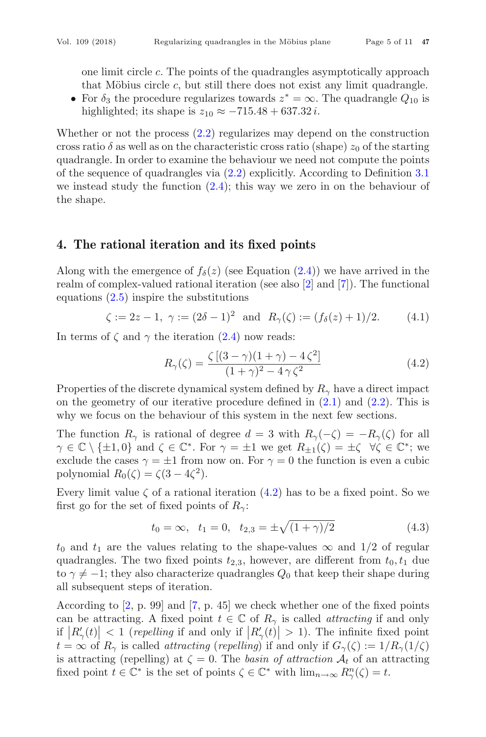one limit circle $c$. The points of the quadrangles asymptotically approach that Möbius circle $c$, but still there does not exist any limit quadrangle.

- For $\delta_3$ the procedure regularizes towards $z^* = \infty$. The quadrangle $Q_{10}$ is highlighted; its shape is $z_{10} \approx -715.48 + 637.32\,i$.

Whether or not the process (2.2) regularizes may depend on the construction cross ratio $\delta$ as well as on the characteristic cross ratio (shape) $z_0$ of the starting quadrangle. In order to examine the behaviour we need not compute the points of the sequence of quadrangles via (2.2) explicitly. According to Definition 3.1 we instead study the function (2.4); this way we zero in on the behaviour of the shape.

## 4. The rational iteration and its fixed points

Along with the emergence of $f_\delta(z)$ (see Equation (2.4)) we have arrived in the realm of complex-valued rational iteration (see also [2] and [7]). The functional equations (2.5) inspire the substitutions

$$\zeta := 2z - 1,\ \gamma := (2\delta - 1)^2 \ \text{ and } \ R_\gamma(\zeta) := (f_\delta(z) + 1)/2. \tag{4.1}$$

In terms of $\zeta$ and $\gamma$ the iteration (2.4) now reads:

$$R_\gamma(\zeta) = \frac{\zeta\,[(3-\gamma)(1+\gamma) - 4\,\zeta^2]}{(1+\gamma)^2 - 4\,\gamma\,\zeta^2} \tag{4.2}$$

Properties of the discrete dynamical system defined by $R_\gamma$ have a direct impact on the geometry of our iterative procedure defined in (2.1) and (2.2). This is why we focus on the behaviour of this system in the next few sections.

The function $R_\gamma$ is rational of degree $d = 3$ with $R_\gamma(-\zeta) = -R_\gamma(\zeta)$ for all $\gamma \in \mathbb{C} \setminus \{\pm 1, 0\}$ and $\zeta \in \mathbb{C}^*$. For $\gamma = \pm 1$ we get $R_{\pm 1}(\zeta) = \pm\zeta \ \ \forall \zeta \in \mathbb{C}^*$; we exclude the cases $\gamma = \pm 1$ from now on. For $\gamma = 0$ the function is even a cubic polynomial $R_0(\zeta) = \zeta(3 - 4\zeta^2)$.

Every limit value $\zeta$ of a rational iteration (4.2) has to be a fixed point. So we first go for the set of fixed points of $R_\gamma$:

$$t_0 = \infty,\ \ t_1 = 0,\ \ t_{2,3} = \pm\sqrt{(1+\gamma)/2} \tag{4.3}$$

$t_0$ and $t_1$ are the values relating to the shape-values $\infty$ and $1/2$ of regular quadrangles. The two fixed points $t_{2,3}$, however, are different from $t_0, t_1$ due to $\gamma \neq -1$; they also characterize quadrangles $Q_0$ that keep their shape during all subsequent steps of iteration.

According to [2, p. 99] and [7, p. 45] we check whether one of the fixed points can be attracting. A fixed point $t \in \mathbb{C}$ of $R_\gamma$ is called *attracting* if and only if $\left|R'_\gamma(t)\right| < 1$ (*repelling* if and only if $\left|R'_\gamma(t)\right| > 1$). The infinite fixed point $t = \infty$ of $R_\gamma$ is called *attracting* (*repelling*) if and only if $G_\gamma(\zeta) := 1/R_\gamma(1/\zeta)$ is attracting (repelling) at $\zeta = 0$. The *basin of attraction* $\mathcal{A}_t$ of an attracting fixed point $t \in \mathbb{C}^*$ is the set of points $\zeta \in \mathbb{C}^*$ with $\lim_{n\to\infty} R^n_\gamma(\zeta) = t$.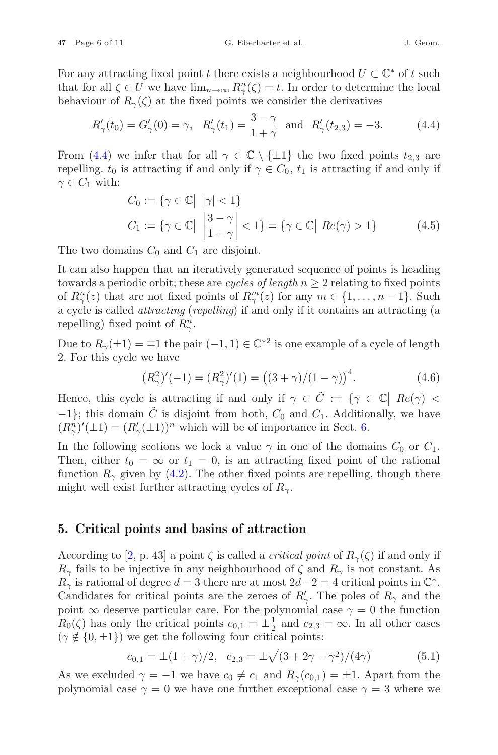For any attracting fixed point $t$ there exists a neighbourhood $U \subset \mathbb{C}^*$ of $t$ such that for all $\zeta \in U$ we have $\lim_{n\to\infty} R_\gamma^n(\zeta) = t$. In order to determine the local behaviour of $R_\gamma(\zeta)$ at the fixed points we consider the derivatives

$$R'_\gamma(t_0) = G'_\gamma(0) = \gamma, \quad R'_\gamma(t_1) = \frac{3-\gamma}{1+\gamma} \quad \text{and} \quad R'_\gamma(t_{2,3}) = -3. \tag{4.4}$$

From (4.4) we infer that for all $\gamma \in \mathbb{C} \setminus \{\pm 1\}$ the two fixed points $t_{2,3}$ are repelling. $t_0$ is attracting if and only if $\gamma \in C_0$, $t_1$ is attracting if and only if $\gamma \in C_1$ with:

$$\begin{aligned} C_0 &:= \{\gamma \in \mathbb{C} \big| \; |\gamma| < 1\} \\ C_1 &:= \{\gamma \in \mathbb{C} \big| \; \left|\frac{3-\gamma}{1+\gamma}\right| < 1\} = \{\gamma \in \mathbb{C} \big| \; Re(\gamma) > 1\} \end{aligned} \tag{4.5}$$

The two domains $C_0$ and $C_1$ are disjoint.

It can also happen that an iteratively generated sequence of points is heading towards a periodic orbit; these are *cycles of length* $n \geq 2$ relating to fixed points of $R_\gamma^n(z)$ that are not fixed points of $R_\gamma^m(z)$ for any $m \in \{1, \ldots, n-1\}$. Such a cycle is called *attracting* (*repelling*) if and only if it contains an attracting (a repelling) fixed point of $R_\gamma^n$.

Due to $R_\gamma(\pm 1) = \mp 1$ the pair $(-1, 1) \in \mathbb{C}^{*2}$ is one example of a cycle of length 2. For this cycle we have

$$(R_\gamma^2)'(-1) = (R_\gamma^2)'(1) = \left((3+\gamma)/(1-\gamma)\right)^4. \tag{4.6}$$

Hence, this cycle is attracting if and only if $\gamma \in \tilde{C} := \{\gamma \in \mathbb{C} \big| \; Re(\gamma) < -1\}$; this domain $\tilde{C}$ is disjoint from both, $C_0$ and $C_1$. Additionally, we have $(R_\gamma^n)'(\pm 1) = (R'_\gamma(\pm 1))^n$ which will be of importance in Sect. 6.

In the following sections we lock a value $\gamma$ in one of the domains $C_0$ or $C_1$. Then, either $t_0 = \infty$ or $t_1 = 0$, is an attracting fixed point of the rational function $R_\gamma$ given by (4.2). The other fixed points are repelling, though there might well exist further attracting cycles of $R_\gamma$.

## 5. Critical points and basins of attraction

According to [2, p. 43] a point $\zeta$ is called a *critical point* of $R_\gamma(\zeta)$ if and only if $R_\gamma$ fails to be injective in any neighbourhood of $\zeta$ and $R_\gamma$ is not constant. As $R_\gamma$ is rational of degree $d = 3$ there are at most $2d-2 = 4$ critical points in $\mathbb{C}^*$. Candidates for critical points are the zeroes of $R'_\gamma$. The poles of $R_\gamma$ and the point $\infty$ deserve particular care. For the polynomial case $\gamma = 0$ the function $R_0(\zeta)$ has only the critical points $c_{0,1} = \pm\frac{1}{2}$ and $c_{2,3} = \infty$. In all other cases $(\gamma \notin \{0, \pm 1\})$ we get the following four critical points:

$$c_{0,1} = \pm(1+\gamma)/2, \quad c_{2,3} = \pm\sqrt{(3+2\gamma-\gamma^2)/(4\gamma)} \tag{5.1}$$

As we excluded $\gamma = -1$ we have $c_0 \neq c_1$ and $R_\gamma(c_{0,1}) = \pm 1$. Apart from the polynomial case $\gamma = 0$ we have one further exceptional case $\gamma = 3$ where we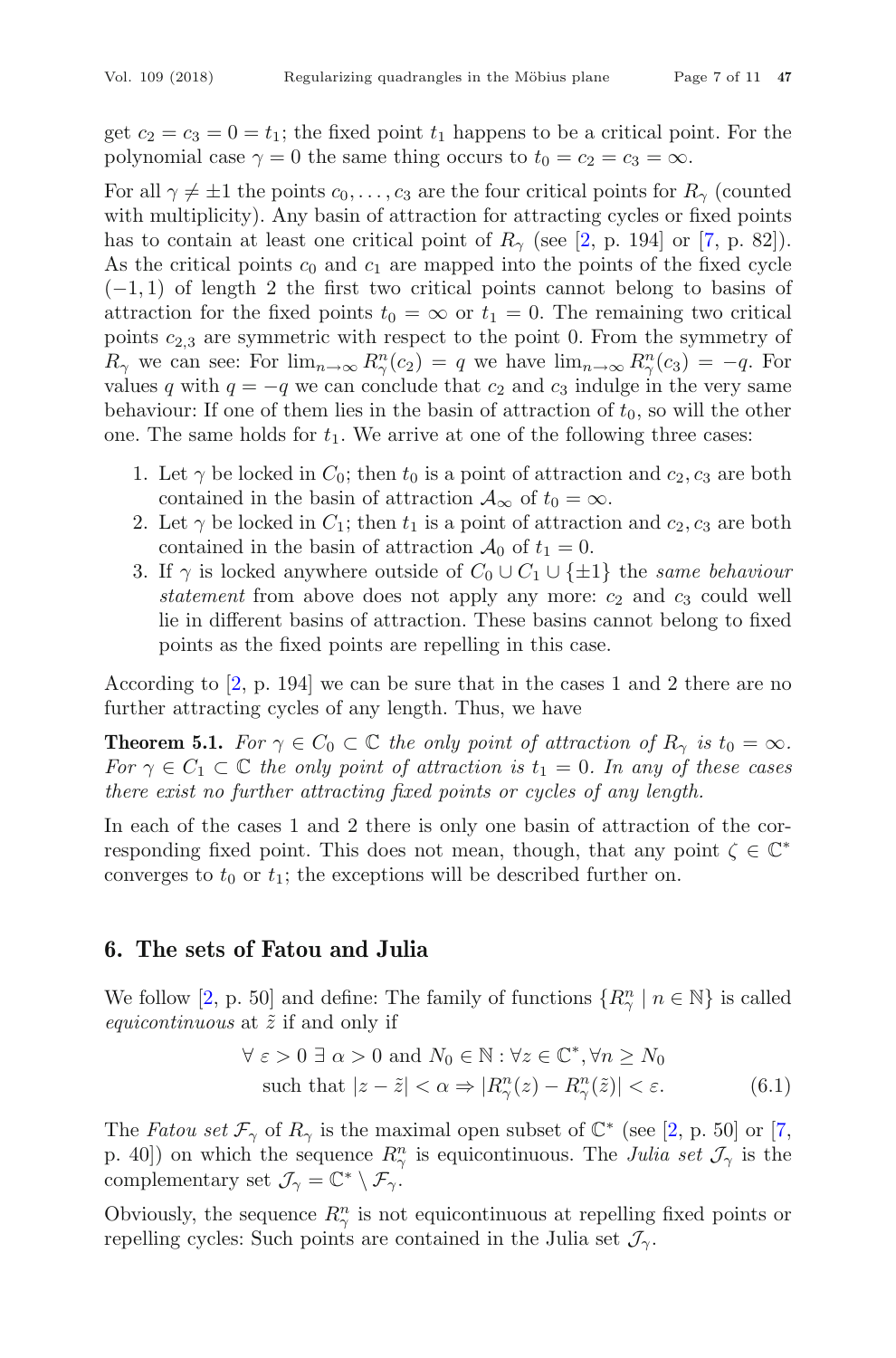get $c_2 = c_3 = 0 = t_1$; the fixed point $t_1$ happens to be a critical point. For the polynomial case $\gamma = 0$ the same thing occurs to $t_0 = c_2 = c_3 = \infty$.

For all $\gamma \neq \pm 1$ the points $c_0, \ldots, c_3$ are the four critical points for $R_\gamma$ (counted with multiplicity). Any basin of attraction for attracting cycles or fixed points has to contain at least one critical point of $R_\gamma$ (see [2, p. 194] or [7, p. 82]). As the critical points $c_0$ and $c_1$ are mapped into the points of the fixed cycle $(-1, 1)$ of length 2 the first two critical points cannot belong to basins of attraction for the fixed points $t_0 = \infty$ or $t_1 = 0$. The remaining two critical points $c_{2,3}$ are symmetric with respect to the point 0. From the symmetry of $R_\gamma$ we can see: For $\lim_{n\to\infty} R^n_\gamma(c_2) = q$ we have $\lim_{n\to\infty} R^n_\gamma(c_3) = -q$. For values $q$ with $q = -q$ we can conclude that $c_2$ and $c_3$ indulge in the very same behaviour: If one of them lies in the basin of attraction of $t_0$, so will the other one. The same holds for $t_1$. We arrive at one of the following three cases:

1. Let $\gamma$ be locked in $C_0$; then $t_0$ is a point of attraction and $c_2, c_3$ are both contained in the basin of attraction $\mathcal{A}_\infty$ of $t_0 = \infty$.
2. Let $\gamma$ be locked in $C_1$; then $t_1$ is a point of attraction and $c_2, c_3$ are both contained in the basin of attraction $\mathcal{A}_0$ of $t_1 = 0$.
3. If $\gamma$ is locked anywhere outside of $C_0 \cup C_1 \cup \{\pm 1\}$ the *same behaviour statement* from above does not apply any more: $c_2$ and $c_3$ could well lie in different basins of attraction. These basins cannot belong to fixed points as the fixed points are repelling in this case.

According to [2, p. 194] we can be sure that in the cases 1 and 2 there are no further attracting cycles of any length. Thus, we have

**Theorem 5.1.** *For $\gamma \in C_0 \subset \mathbb{C}$ the only point of attraction of $R_\gamma$ is $t_0 = \infty$. For $\gamma \in C_1 \subset \mathbb{C}$ the only point of attraction is $t_1 = 0$. In any of these cases there exist no further attracting fixed points or cycles of any length.*

In each of the cases 1 and 2 there is only one basin of attraction of the corresponding fixed point. This does not mean, though, that any point $\zeta \in \mathbb{C}^*$ converges to $t_0$ or $t_1$; the exceptions will be described further on.

## 6. The sets of Fatou and Julia

We follow [2, p. 50] and define: The family of functions $\{R^n_\gamma \mid n \in \mathbb{N}\}$ is called *equicontinuous* at $\tilde{z}$ if and only if

$$\begin{aligned} &\forall\ \varepsilon > 0\ \exists\ \alpha > 0 \text{ and } N_0 \in \mathbb{N} : \forall z \in \mathbb{C}^*, \forall n \geq N_0 \\ &\quad \text{such that } |z - \tilde{z}| < \alpha \Rightarrow |R^n_\gamma(z) - R^n_\gamma(\tilde{z})| < \varepsilon. \end{aligned} \tag{6.1}$$

The *Fatou set* $\mathcal{F}_\gamma$ of $R_\gamma$ is the maximal open subset of $\mathbb{C}^*$ (see [2, p. 50] or [7, p. 40]) on which the sequence $R^n_\gamma$ is equicontinuous. The *Julia set* $\mathcal{J}_\gamma$ is the complementary set $\mathcal{J}_\gamma = \mathbb{C}^* \setminus \mathcal{F}_\gamma$.

Obviously, the sequence $R^n_\gamma$ is not equicontinuous at repelling fixed points or repelling cycles: Such points are contained in the Julia set $\mathcal{J}_\gamma$.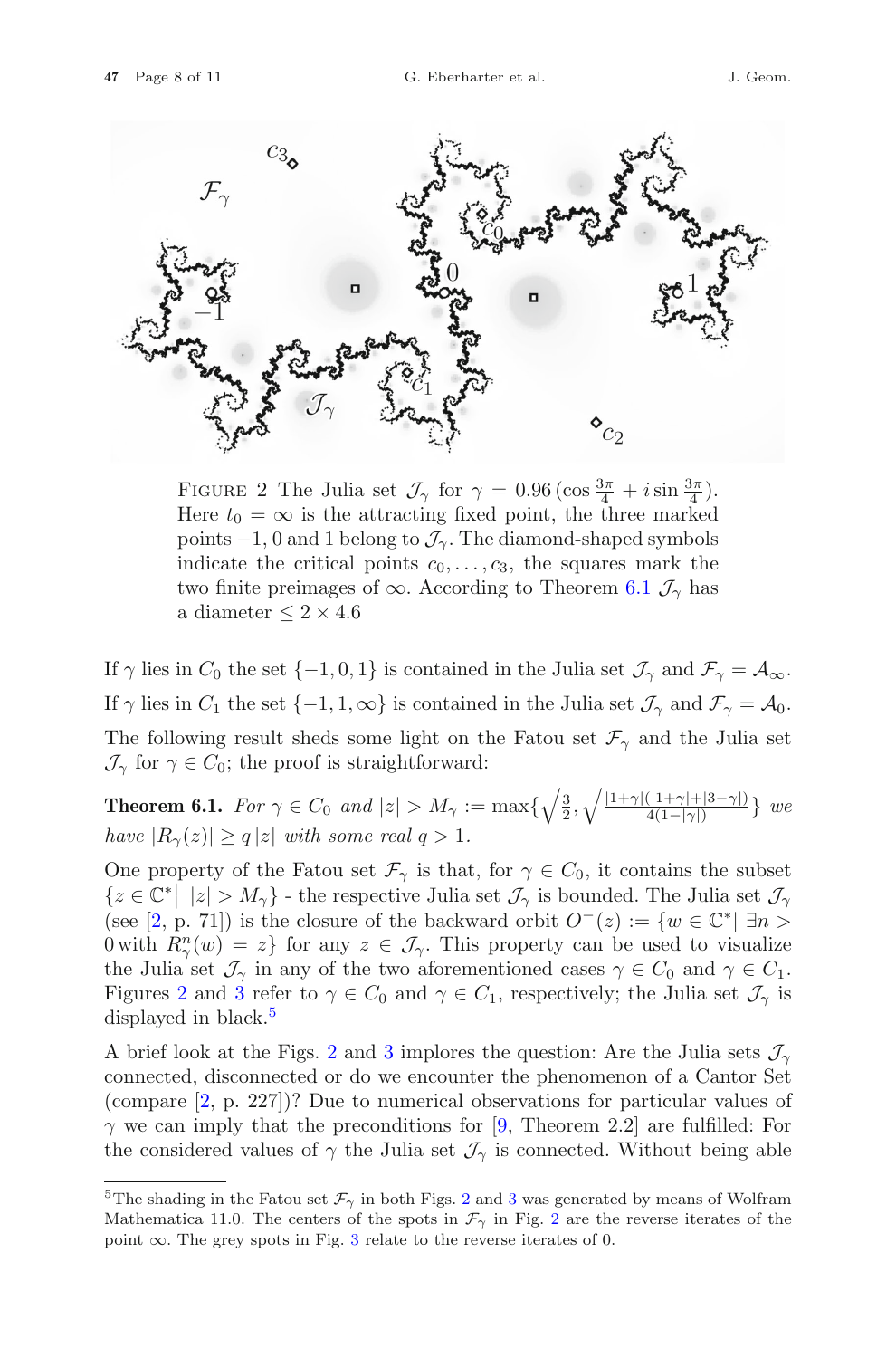Figure 2 The Julia set $\mathcal{J}_\gamma$ for $\gamma = 0.96\,(\cos\frac{3\pi}{4} + i\sin\frac{3\pi}{4})$. Here $t_0 = \infty$ is the attracting fixed point, the three marked points $-1$, 0 and 1 belong to $\mathcal{J}_\gamma$. The diamond-shaped symbols indicate the critical points $c_0, \ldots, c_3$, the squares mark the two finite preimages of $\infty$. According to Theorem 6.1 $\mathcal{J}_\gamma$ has a diameter $\leq 2 \times 4.6$

If $\gamma$ lies in $C_0$ the set $\{-1, 0, 1\}$ is contained in the Julia set $\mathcal{J}_\gamma$ and $\mathcal{F}_\gamma = \mathcal{A}_\infty$.

If $\gamma$ lies in $C_1$ the set $\{-1, 1, \infty\}$ is contained in the Julia set $\mathcal{J}_\gamma$ and $\mathcal{F}_\gamma = \mathcal{A}_0$.

The following result sheds some light on the Fatou set $\mathcal{F}_\gamma$ and the Julia set $\mathcal{J}_\gamma$ for $\gamma \in C_0$; the proof is straightforward:

**Theorem 6.1.** *For $\gamma \in C_0$ and $|z| > M_\gamma := \max\{\sqrt{\frac{3}{2}}, \sqrt{\frac{|1+\gamma|(|1+\gamma|+|3-\gamma|)}{4(1-|\gamma|)}}\}$ we have $|R_\gamma(z)| \geq q\,|z|$ with some real $q > 1$.*

One property of the Fatou set $\mathcal{F}_\gamma$ is that, for $\gamma \in C_0$, it contains the subset $\{z \in \mathbb{C}^* \mid\ |z| > M_\gamma\}$ - the respective Julia set $\mathcal{J}_\gamma$ is bounded. The Julia set $\mathcal{J}_\gamma$ (see [2, p. 71]) is the closure of the backward orbit $O^-(z) := \{w \in \mathbb{C}^* \mid \exists n > 0 \text{ with } R_\gamma^n(w) = z\}$ for any $z \in \mathcal{J}_\gamma$. This property can be used to visualize the Julia set $\mathcal{J}_\gamma$ in any of the two aforementioned cases $\gamma \in C_0$ and $\gamma \in C_1$. Figures 2 and 3 refer to $\gamma \in C_0$ and $\gamma \in C_1$, respectively; the Julia set $\mathcal{J}_\gamma$ is displayed in black.[5]

A brief look at the Figs. 2 and 3 implores the question: Are the Julia sets $\mathcal{J}_\gamma$ connected, disconnected or do we encounter the phenomenon of a Cantor Set (compare [2, p. 227])? Due to numerical observations for particular values of $\gamma$ we can imply that the preconditions for [9, Theorem 2.2] are fulfilled: For the considered values of $\gamma$ the Julia set $\mathcal{J}_\gamma$ is connected. Without being able

[5] The shading in the Fatou set $\mathcal{F}_\gamma$ in both Figs. 2 and 3 was generated by means of Wolfram Mathematica 11.0. The centers of the spots in $\mathcal{F}_\gamma$ in Fig. 2 are the reverse iterates of the point $\infty$. The grey spots in Fig. 3 relate to the reverse iterates of 0.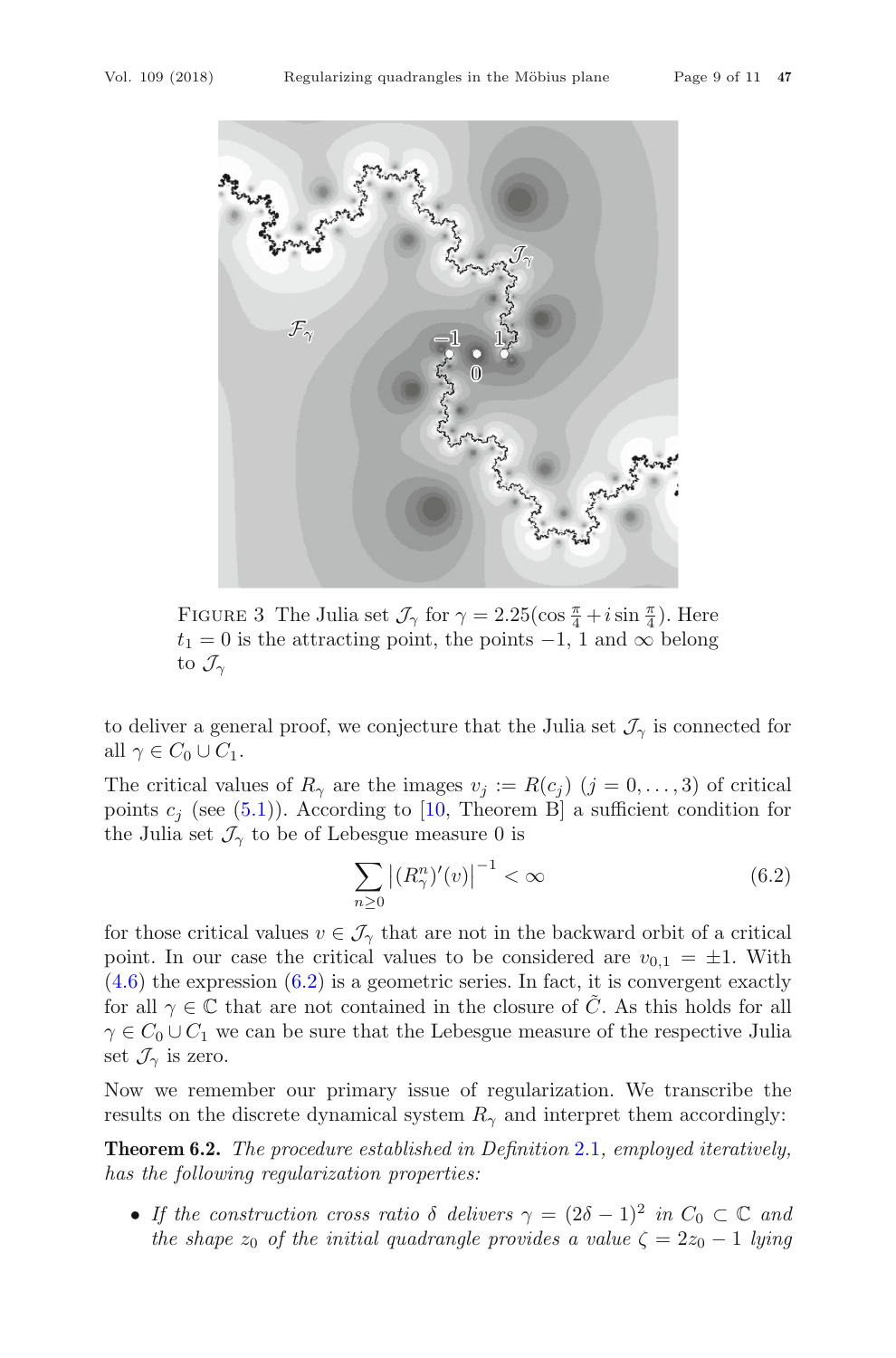FIGURE 3 The Julia set $\mathcal{J}_\gamma$ for $\gamma = 2.25(\cos\frac{\pi}{4} + i\sin\frac{\pi}{4})$. Here $t_1 = 0$ is the attracting point, the points $-1$, $1$ and $\infty$ belong to $\mathcal{J}_\gamma$

to deliver a general proof, we conjecture that the Julia set $\mathcal{J}_\gamma$ is connected for all $\gamma \in C_0 \cup C_1$.

The critical values of $R_\gamma$ are the images $v_j := R(c_j)$ $(j = 0, \ldots, 3)$ of critical points $c_j$ (see (5.1)). According to [10, Theorem B] a sufficient condition for the Julia set $\mathcal{J}_\gamma$ to be of Lebesgue measure 0 is

$$\sum_{n \geq 0} \left|(R_\gamma^n)'(v)\right|^{-1} < \infty \tag{6.2}$$

for those critical values $v \in \mathcal{J}_\gamma$ that are not in the backward orbit of a critical point. In our case the critical values to be considered are $v_{0,1} = \pm 1$. With (4.6) the expression (6.2) is a geometric series. In fact, it is convergent exactly for all $\gamma \in \mathbb{C}$ that are not contained in the closure of $\tilde{C}$. As this holds for all $\gamma \in C_0 \cup C_1$ we can be sure that the Lebesgue measure of the respective Julia set $\mathcal{J}_\gamma$ is zero.

Now we remember our primary issue of regularization. We transcribe the results on the discrete dynamical system $R_\gamma$ and interpret them accordingly:

**Theorem 6.2.** *The procedure established in Definition 2.1, employed iteratively, has the following regularization properties:*

- *If the construction cross ratio $\delta$ delivers $\gamma = (2\delta - 1)^2$ in $C_0 \subset \mathbb{C}$ and the shape $z_0$ of the initial quadrangle provides a value $\zeta = 2z_0 - 1$ lying*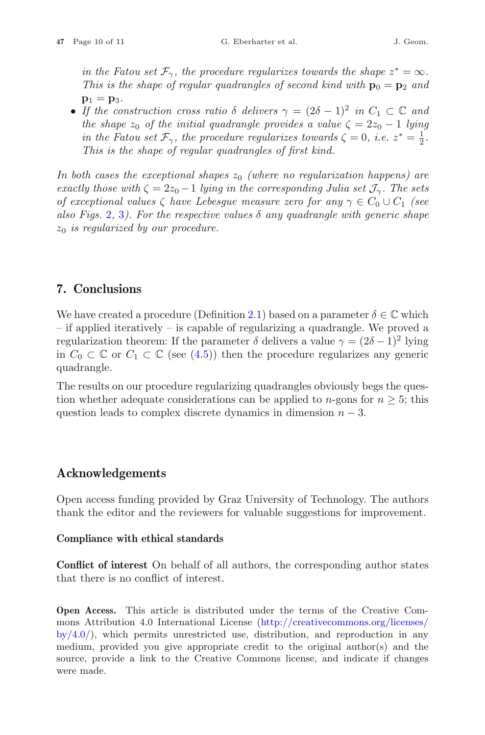*in the Fatou set $\mathcal{F}_\gamma$, the procedure regularizes towards the shape $z^* = \infty$. This is the shape of regular quadrangles of second kind with $\mathbf{p}_0 = \mathbf{p}_2$ and $\mathbf{p}_1 = \mathbf{p}_3$.*

- *If the construction cross ratio $\delta$ delivers $\gamma = (2\delta - 1)^2$ in $C_1 \subset \mathbb{C}$ and the shape $z_0$ of the initial quadrangle provides a value $\zeta = 2z_0 - 1$ lying in the Fatou set $\mathcal{F}_\gamma$, the procedure regularizes towards $\zeta = 0$, i.e. $z^* = \frac{1}{2}$. This is the shape of regular quadrangles of first kind.*

*In both cases the exceptional shapes $z_0$ (where no regularization happens) are exactly those with $\zeta = 2z_0 - 1$ lying in the corresponding Julia set $\mathcal{J}_\gamma$. The sets of exceptional values $\zeta$ have Lebesgue measure zero for any $\gamma \in C_0 \cup C_1$ (see also Figs. 2, 3). For the respective values $\delta$ any quadrangle with generic shape $z_0$ is regularized by our procedure.*

## 7. Conclusions

We have created a procedure (Definition 2.1) based on a parameter $\delta \in \mathbb{C}$ which – if applied iteratively – is capable of regularizing a quadrangle. We proved a regularization theorem: If the parameter $\delta$ delivers a value $\gamma = (2\delta - 1)^2$ lying in $C_0 \subset \mathbb{C}$ or $C_1 \subset \mathbb{C}$ (see (4.5)) then the procedure regularizes any generic quadrangle.

The results on our procedure regularizing quadrangles obviously begs the question whether adequate considerations can be applied to $n$-gons for $n \geq 5$; this question leads to complex discrete dynamics in dimension $n - 3$.

## Acknowledgements

Open access funding provided by Graz University of Technology. The authors thank the editor and the reviewers for valuable suggestions for improvement.

### Compliance with ethical standards

**Conflict of interest** On behalf of all authors, the corresponding author states that there is no conflict of interest.

**Open Access.** This article is distributed under the terms of the Creative Commons Attribution 4.0 International License (http://creativecommons.org/licenses/by/4.0/), which permits unrestricted use, distribution, and reproduction in any medium, provided you give appropriate credit to the original author(s) and the source, provide a link to the Creative Commons license, and indicate if changes were made.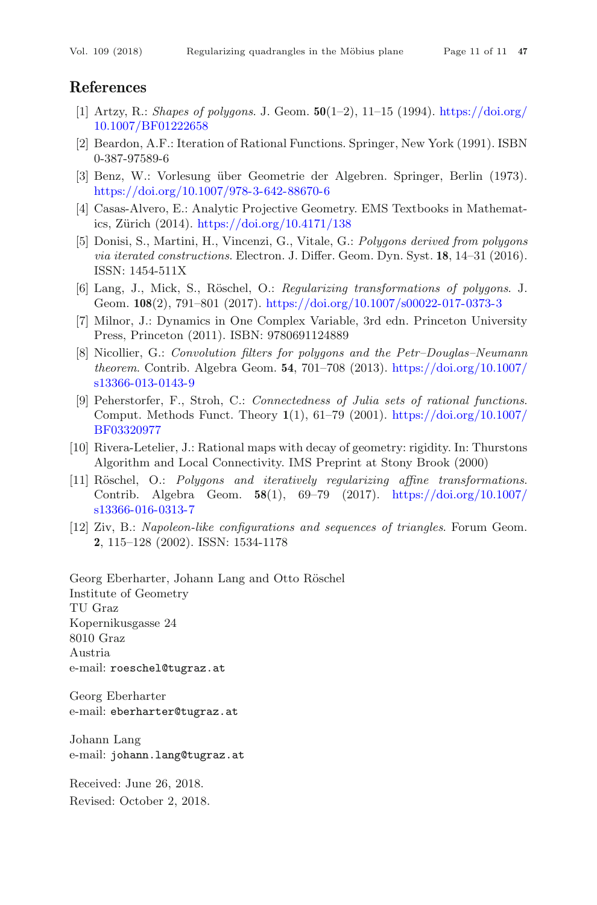## References

[1] Artzy, R.: *Shapes of polygons*. J. Geom. **50**(1–2), 11–15 (1994). https://doi.org/10.1007/BF01222658

[2] Beardon, A.F.: Iteration of Rational Functions. Springer, New York (1991). ISBN 0-387-97589-6

[3] Benz, W.: Vorlesung über Geometrie der Algebren. Springer, Berlin (1973). https://doi.org/10.1007/978-3-642-88670-6

[4] Casas-Alvero, E.: Analytic Projective Geometry. EMS Textbooks in Mathematics, Zürich (2014). https://doi.org/10.4171/138

[5] Donisi, S., Martini, H., Vincenzi, G., Vitale, G.: *Polygons derived from polygons via iterated constructions*. Electron. J. Differ. Geom. Dyn. Syst. **18**, 14–31 (2016). ISSN: 1454-511X

[6] Lang, J., Mick, S., Röschel, O.: *Regularizing transformations of polygons*. J. Geom. **108**(2), 791–801 (2017). https://doi.org/10.1007/s00022-017-0373-3

[7] Milnor, J.: Dynamics in One Complex Variable, 3rd edn. Princeton University Press, Princeton (2011). ISBN: 9780691124889

[8] Nicollier, G.: *Convolution filters for polygons and the Petr–Douglas–Neumann theorem*. Contrib. Algebra Geom. **54**, 701–708 (2013). https://doi.org/10.1007/s13366-013-0143-9

[9] Peherstorfer, F., Stroh, C.: *Connectedness of Julia sets of rational functions*. Comput. Methods Funct. Theory **1**(1), 61–79 (2001). https://doi.org/10.1007/BF03320977

[10] Rivera-Letelier, J.: Rational maps with decay of geometry: rigidity. In: Thurstons Algorithm and Local Connectivity. IMS Preprint at Stony Brook (2000)

[11] Röschel, O.: *Polygons and iteratively regularizing affine transformations*. Contrib. Algebra Geom. **58**(1), 69–79 (2017). https://doi.org/10.1007/s13366-016-0313-7

[12] Ziv, B.: *Napoleon-like configurations and sequences of triangles*. Forum Geom. **2**, 115–128 (2002). ISSN: 1534-1178

Georg Eberharter, Johann Lang and Otto Röschel
Institute of Geometry
TU Graz
Kopernikusgasse 24
8010 Graz
Austria
e-mail: roeschel@tugraz.at

Georg Eberharter
e-mail: eberharter@tugraz.at

Johann Lang
e-mail: johann.lang@tugraz.at

Received: June 26, 2018.
Revised: October 2, 2018.